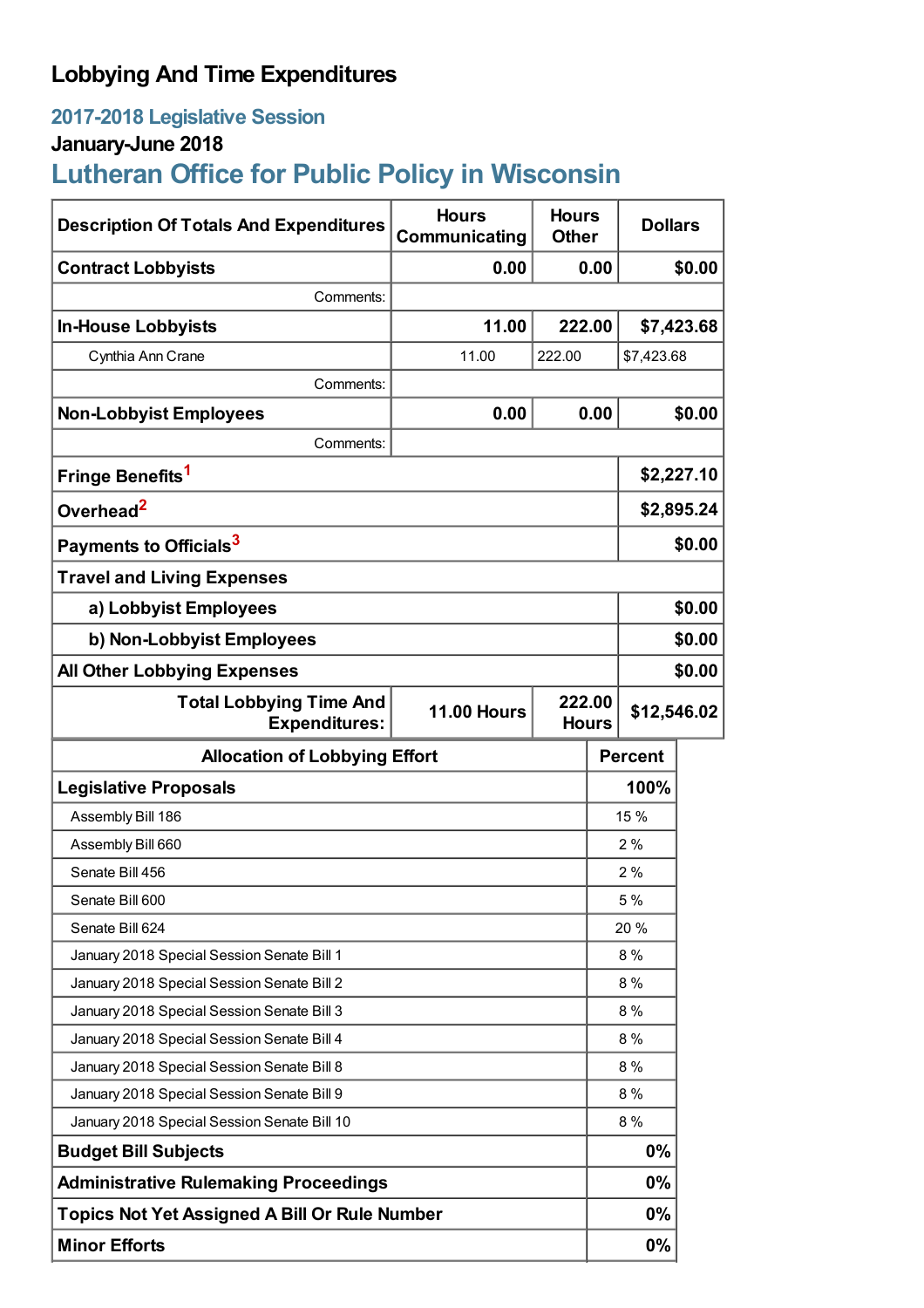# Lobbying And Time Expenditures

## 2017-2018 Legislative Session

### January-June 2018

## Lutheran Office for Public Policy in Wisconsin

| Description Of Totals And Expenditures | Hours Communicating | Hours Other | Dollars |
|---|---|---|---|
| **Contract Lobbyists** | **0.00** | **0.00** | **$0.00** |
| Comments: | | | |
| **In-House Lobbyists** | **11.00** | **222.00** | **$7,423.68** |
| Cynthia Ann Crane | 11.00 | 222.00 | $7,423.68 |
| Comments: | | | |
| **Non-Lobbyist Employees** | **0.00** | **0.00** | **$0.00** |
| Comments: | | | |
| **Fringe Benefits**[1] | | | **$2,227.10** |
| **Overhead**[2] | | | **$2,895.24** |
| **Payments to Officials**[3] | | | **$0.00** |
| **Travel and Living Expenses** | | | |
| **a) Lobbyist Employees** | | | **$0.00** |
| **b) Non-Lobbyist Employees** | | | **$0.00** |
| **All Other Lobbying Expenses** | | | **$0.00** |
| **Total Lobbying Time And Expenditures:** | **11.00 Hours** | **222.00 Hours** | **$12,546.02** |

| Allocation of Lobbying Effort | Percent |
|---|---|
| **Legislative Proposals** | **100%** |
| Assembly Bill 186 | 15 % |
| Assembly Bill 660 | 2 % |
| Senate Bill 456 | 2 % |
| Senate Bill 600 | 5 % |
| Senate Bill 624 | 20 % |
| January 2018 Special Session Senate Bill 1 | 8 % |
| January 2018 Special Session Senate Bill 2 | 8 % |
| January 2018 Special Session Senate Bill 3 | 8 % |
| January 2018 Special Session Senate Bill 4 | 8 % |
| January 2018 Special Session Senate Bill 8 | 8 % |
| January 2018 Special Session Senate Bill 9 | 8 % |
| January 2018 Special Session Senate Bill 10 | 8 % |
| **Budget Bill Subjects** | **0%** |
| **Administrative Rulemaking Proceedings** | **0%** |
| **Topics Not Yet Assigned A Bill Or Rule Number** | **0%** |
| **Minor Efforts** | **0%** |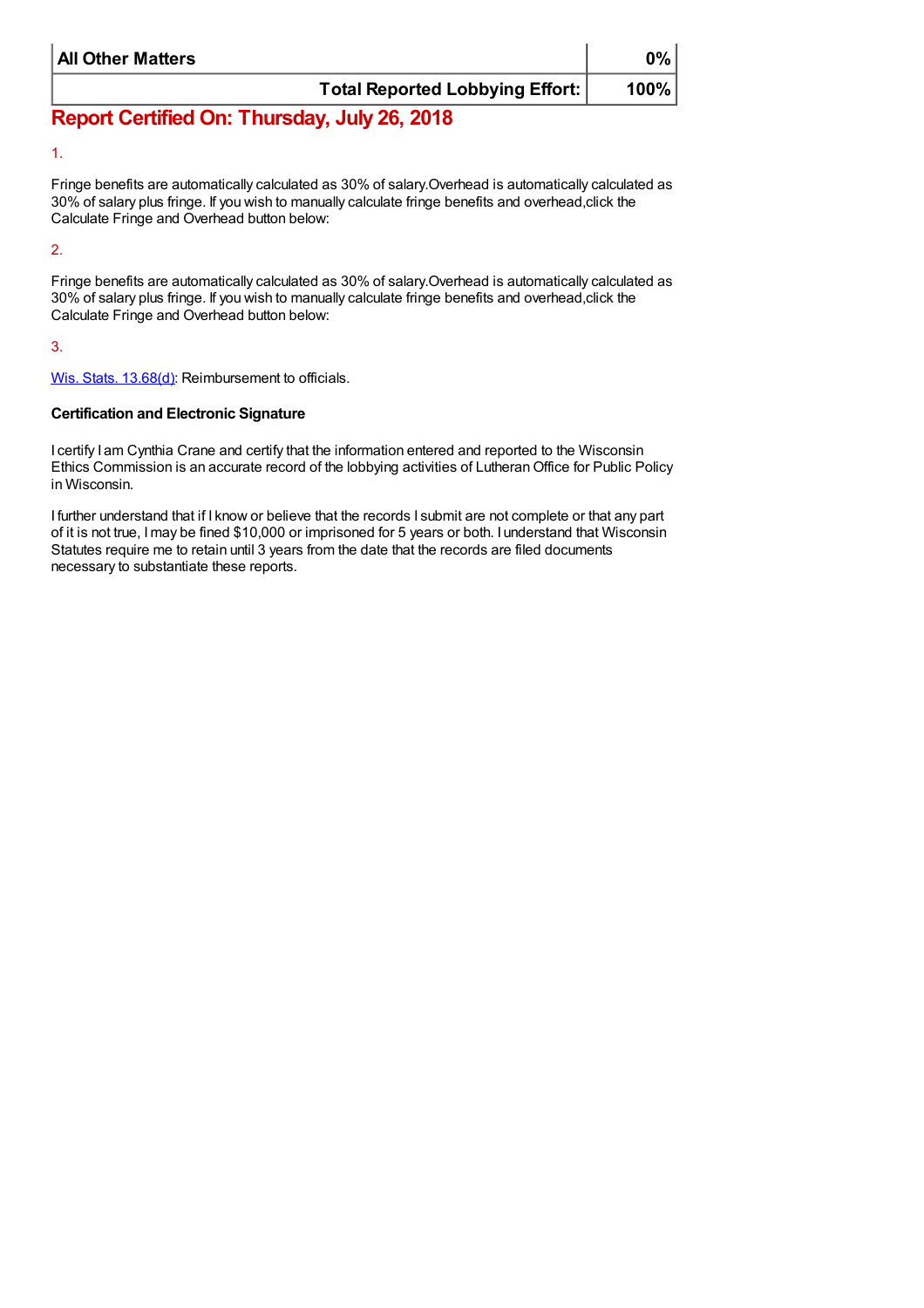| | |
|---|---|
| **All Other Matters** | **0%** |
| **Total Reported Lobbying Effort:** | **100%** |

## Report Certified On: Thursday, July 26, 2018

1.

Fringe benefits are automatically calculated as 30% of salary.Overhead is automatically calculated as 30% of salary plus fringe. If you wish to manually calculate fringe benefits and overhead,click the Calculate Fringe and Overhead button below:

2.

Fringe benefits are automatically calculated as 30% of salary.Overhead is automatically calculated as 30% of salary plus fringe. If you wish to manually calculate fringe benefits and overhead,click the Calculate Fringe and Overhead button below:

3.

Wis. Stats. 13.68(d): Reimbursement to officials.

**Certification and Electronic Signature**

I certify I am Cynthia Crane and certify that the information entered and reported to the Wisconsin Ethics Commission is an accurate record of the lobbying activities of Lutheran Office for Public Policy in Wisconsin.

I further understand that if I know or believe that the records I submit are not complete or that any part of it is not true, I may be fined $10,000 or imprisoned for 5 years or both. I understand that Wisconsin Statutes require me to retain until 3 years from the date that the records are filed documents necessary to substantiate these reports.